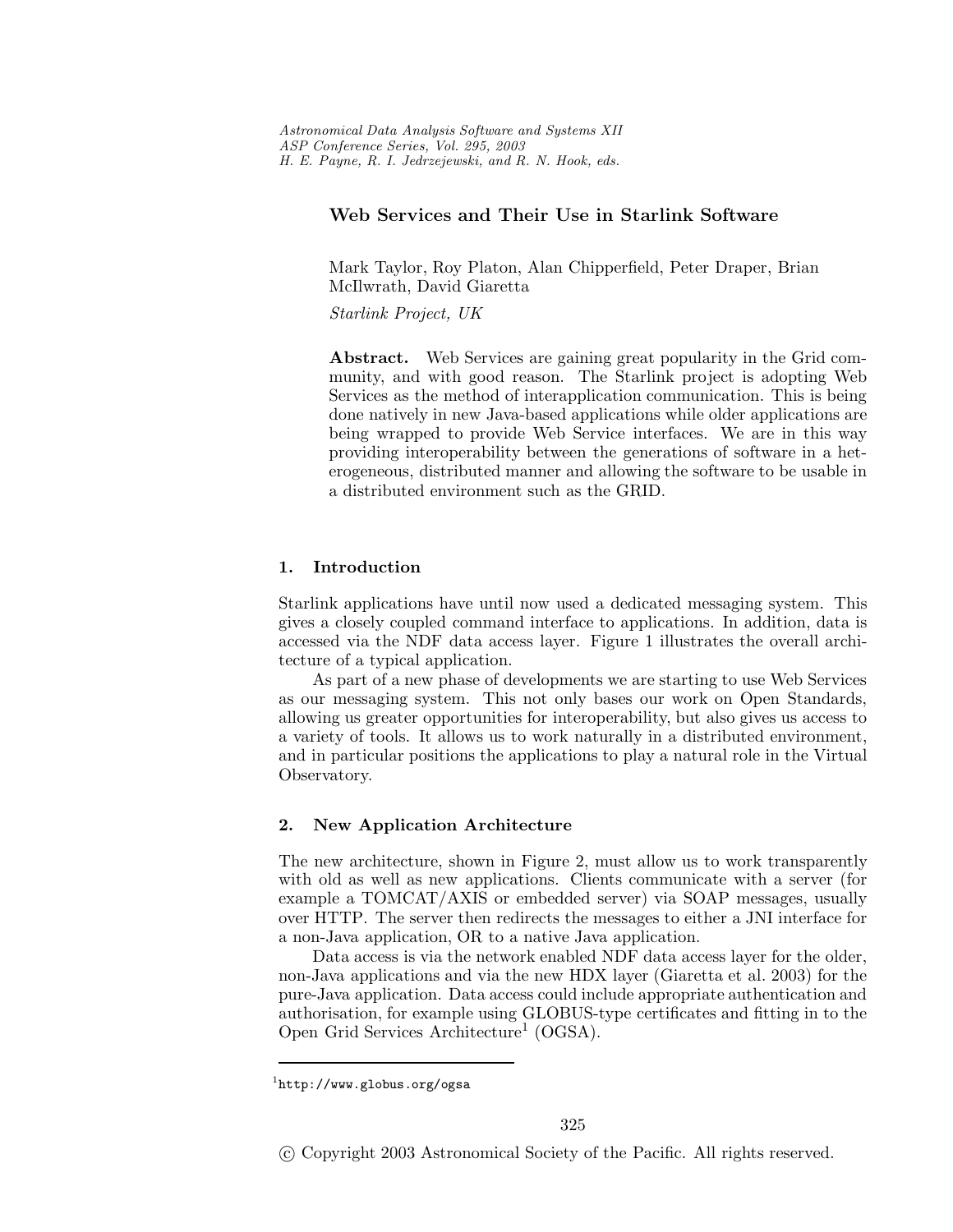# Web Services and Their Use in Starlink Software

Mark Taylor, Roy Platon, Alan Chipperfield, Peter Draper, Brian McIlwrath, David Giaretta

*Starlink Project, UK*

**Abstract.** Web Services are gaining great popularity in the Grid community, and with good reason. The Starlink project is adopting Web Services as the method of interapplication communication. This is being done natively in new Java-based applications while older applications are being wrapped to provide Web Service interfaces. We are in this way providing interoperability between the generations of software in a heterogeneous, distributed manner and allowing the software to be usable in a distributed environment such as the GRID.

## 1. Introduction

Starlink applications have until now used a dedicated messaging system. This gives a closely coupled command interface to applications. In addition, data is accessed via the NDF data access layer. Figure 1 illustrates the overall architecture of a typical application.

As part of a new phase of developments we are starting to use Web Services as our messaging system. This not only bases our work on Open Standards, allowing us greater opportunities for interoperability, but also gives us access to a variety of tools. It allows us to work naturally in a distributed environment, and in particular positions the applications to play a natural role in the Virtual Observatory.

## 2. New Application Architecture

The new architecture, shown in Figure 2, must allow us to work transparently with old as well as new applications. Clients communicate with a server (for example a TOMCAT/AXIS or embedded server) via SOAP messages, usually over HTTP. The server then redirects the messages to either a JNI interface for a non-Java application, OR to a native Java application.

Data access is via the network enabled NDF data access layer for the older, non-Java applications and via the new HDX layer (Giaretta et al. 2003) for the pure-Java application. Data access could include appropriate authentication and authorisation, for example using GLOBUS-type certificates and fitting in to the Open Grid Services Architecture[1] (OGSA).

[1] http://www.globus.org/ogsa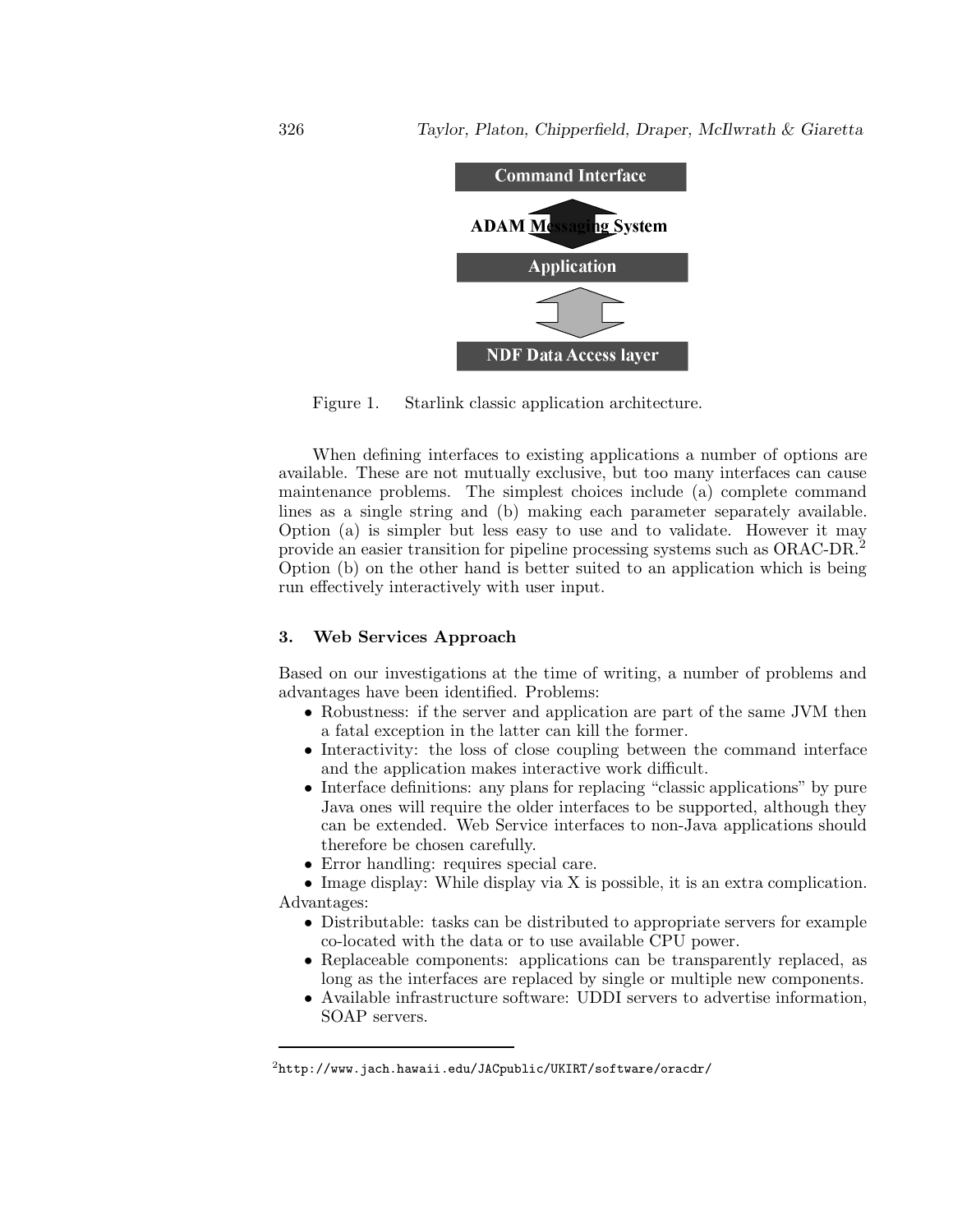Command Interface

ADAM Messaging System

Application

NDF Data Access layer

Figure 1. Starlink classic application architecture.

When defining interfaces to existing applications a number of options are available. These are not mutually exclusive, but too many interfaces can cause maintenance problems. The simplest choices include (a) complete command lines as a single string and (b) making each parameter separately available. Option (a) is simpler but less easy to use and to validate. However it may provide an easier transition for pipeline processing systems such as ORAC-DR.[2] Option (b) on the other hand is better suited to an application which is being run effectively interactively with user input.

## 3. Web Services Approach

Based on our investigations at the time of writing, a number of problems and advantages have been identified. Problems:

- Robustness: if the server and application are part of the same JVM then a fatal exception in the latter can kill the former.
- Interactivity: the loss of close coupling between the command interface and the application makes interactive work difficult.
- Interface definitions: any plans for replacing "classic applications" by pure Java ones will require the older interfaces to be supported, although they can be extended. Web Service interfaces to non-Java applications should therefore be chosen carefully.
- Error handling: requires special care.
- Image display: While display via X is possible, it is an extra complication.

Advantages:

- Distributable: tasks can be distributed to appropriate servers for example co-located with the data or to use available CPU power.
- Replaceable components: applications can be transparently replaced, as long as the interfaces are replaced by single or multiple new components.
- Available infrastructure software: UDDI servers to advertise information, SOAP servers.

[2] http://www.jach.hawaii.edu/JACpublic/UKIRT/software/oracdr/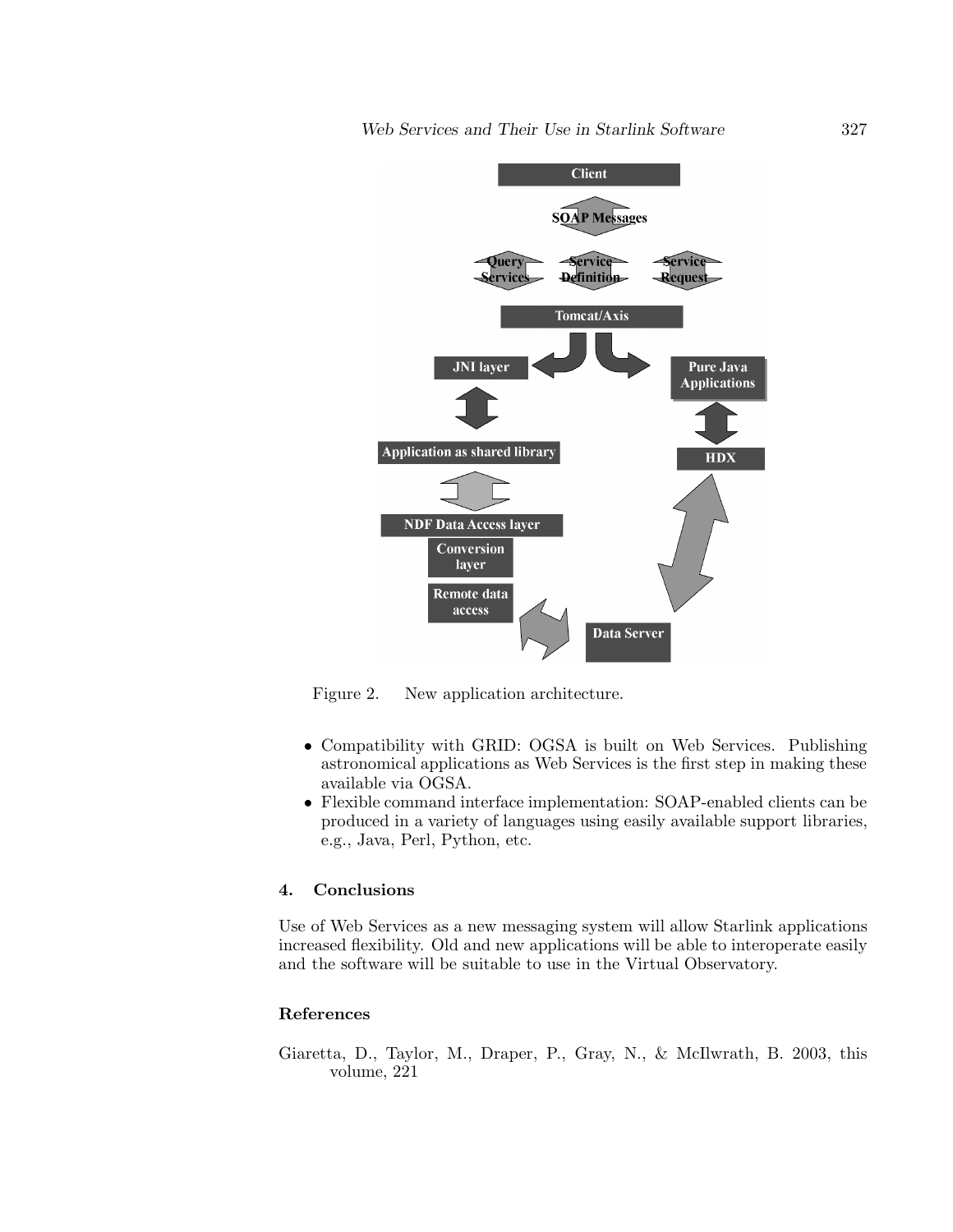Client

SOAP Messages

Query Services

Service Definition

Service Request

Tomcat/Axis

JNI layer

Pure Java Applications

Application as shared library

HDX

NDF Data Access layer

Conversion layer

Remote data access

Data Server

Figure 2. New application architecture.

- Compatibility with GRID: OGSA is built on Web Services. Publishing astronomical applications as Web Services is the first step in making these available via OGSA.
- Flexible command interface implementation: SOAP-enabled clients can be produced in a variety of languages using easily available support libraries, e.g., Java, Perl, Python, etc.

## 4. Conclusions

Use of Web Services as a new messaging system will allow Starlink applications increased flexibility. Old and new applications will be able to interoperate easily and the software will be suitable to use in the Virtual Observatory.

## References

Giaretta, D., Taylor, M., Draper, P., Gray, N., & McIlwrath, B. 2003, this volume, 221